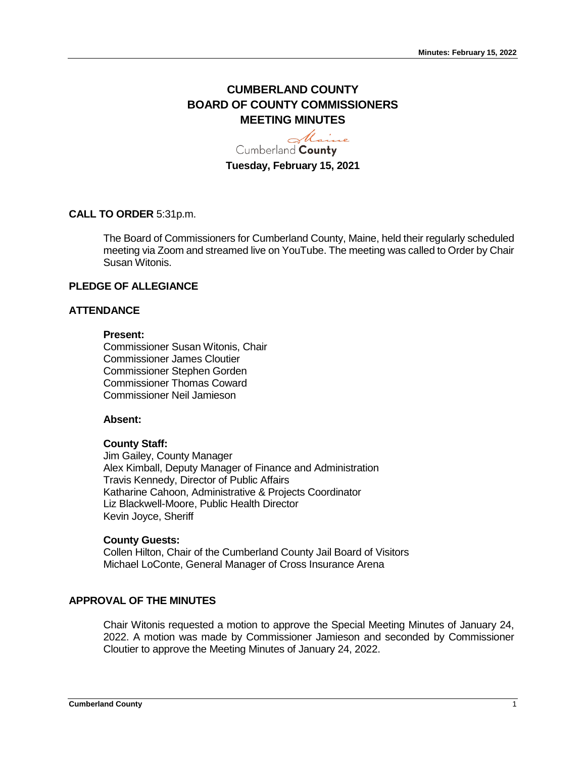# CUMBERLAND COUNTY
# BOARD OF COUNTY COMMISSIONERS
# MEETING MINUTES

Cumberland County

**Tuesday, February 15, 2021**

**CALL TO ORDER** 5:31p.m.

The Board of Commissioners for Cumberland County, Maine, held their regularly scheduled meeting via Zoom and streamed live on YouTube. The meeting was called to Order by Chair Susan Witonis.

**PLEDGE OF ALLEGIANCE**

**ATTENDANCE**

**Present:**
Commissioner Susan Witonis, Chair
Commissioner James Cloutier
Commissioner Stephen Gorden
Commissioner Thomas Coward
Commissioner Neil Jamieson

**Absent:**

**County Staff:**
Jim Gailey, County Manager
Alex Kimball, Deputy Manager of Finance and Administration
Travis Kennedy, Director of Public Affairs
Katharine Cahoon, Administrative & Projects Coordinator
Liz Blackwell-Moore, Public Health Director
Kevin Joyce, Sheriff

**County Guests:**
Collen Hilton, Chair of the Cumberland County Jail Board of Visitors
Michael LoConte, General Manager of Cross Insurance Arena

**APPROVAL OF THE MINUTES**

Chair Witonis requested a motion to approve the Special Meeting Minutes of January 24, 2022. A motion was made by Commissioner Jamieson and seconded by Commissioner Cloutier to approve the Meeting Minutes of January 24, 2022.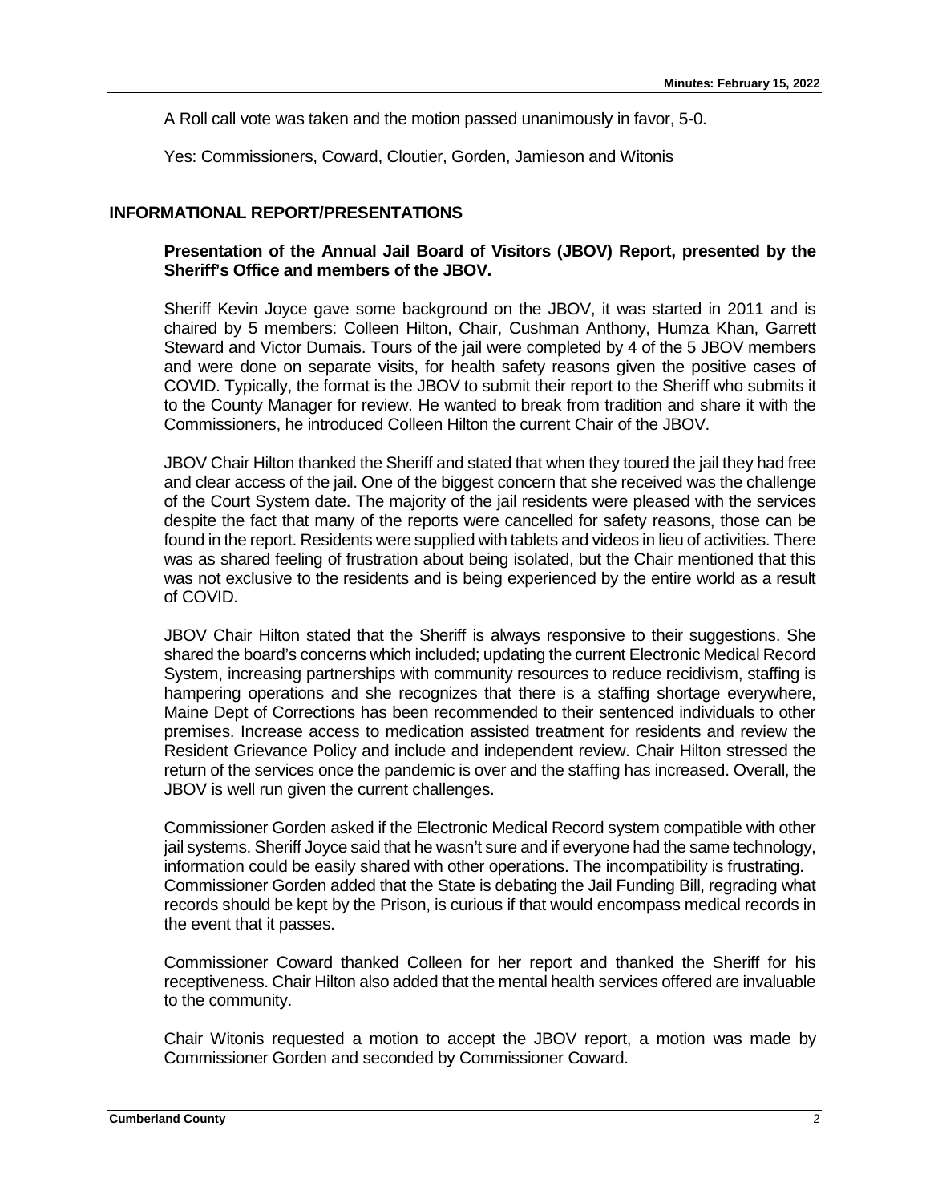A Roll call vote was taken and the motion passed unanimously in favor, 5-0.

Yes: Commissioners, Coward, Cloutier, Gorden, Jamieson and Witonis

## INFORMATIONAL REPORT/PRESENTATIONS

**Presentation of the Annual Jail Board of Visitors (JBOV) Report, presented by the Sheriff's Office and members of the JBOV.**

Sheriff Kevin Joyce gave some background on the JBOV, it was started in 2011 and is chaired by 5 members: Colleen Hilton, Chair, Cushman Anthony, Humza Khan, Garrett Steward and Victor Dumais. Tours of the jail were completed by 4 of the 5 JBOV members and were done on separate visits, for health safety reasons given the positive cases of COVID. Typically, the format is the JBOV to submit their report to the Sheriff who submits it to the County Manager for review. He wanted to break from tradition and share it with the Commissioners, he introduced Colleen Hilton the current Chair of the JBOV.

JBOV Chair Hilton thanked the Sheriff and stated that when they toured the jail they had free and clear access of the jail. One of the biggest concern that she received was the challenge of the Court System date. The majority of the jail residents were pleased with the services despite the fact that many of the reports were cancelled for safety reasons, those can be found in the report. Residents were supplied with tablets and videos in lieu of activities. There was as shared feeling of frustration about being isolated, but the Chair mentioned that this was not exclusive to the residents and is being experienced by the entire world as a result of COVID.

JBOV Chair Hilton stated that the Sheriff is always responsive to their suggestions. She shared the board's concerns which included; updating the current Electronic Medical Record System, increasing partnerships with community resources to reduce recidivism, staffing is hampering operations and she recognizes that there is a staffing shortage everywhere, Maine Dept of Corrections has been recommended to their sentenced individuals to other premises. Increase access to medication assisted treatment for residents and review the Resident Grievance Policy and include and independent review. Chair Hilton stressed the return of the services once the pandemic is over and the staffing has increased. Overall, the JBOV is well run given the current challenges.

Commissioner Gorden asked if the Electronic Medical Record system compatible with other jail systems. Sheriff Joyce said that he wasn't sure and if everyone had the same technology, information could be easily shared with other operations. The incompatibility is frustrating. Commissioner Gorden added that the State is debating the Jail Funding Bill, regrading what records should be kept by the Prison, is curious if that would encompass medical records in the event that it passes.

Commissioner Coward thanked Colleen for her report and thanked the Sheriff for his receptiveness. Chair Hilton also added that the mental health services offered are invaluable to the community.

Chair Witonis requested a motion to accept the JBOV report, a motion was made by Commissioner Gorden and seconded by Commissioner Coward.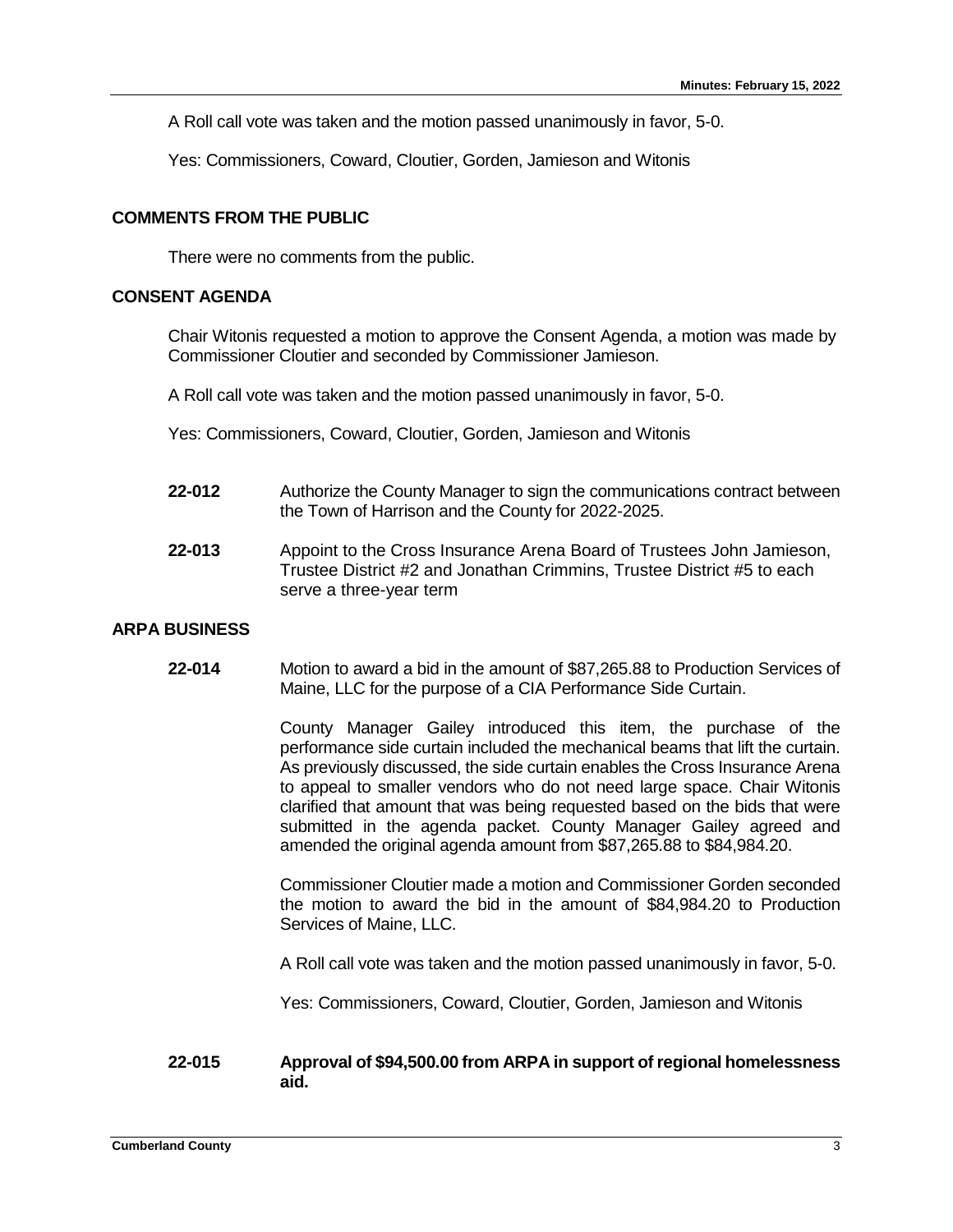A Roll call vote was taken and the motion passed unanimously in favor, 5-0.

Yes: Commissioners, Coward, Cloutier, Gorden, Jamieson and Witonis

## COMMENTS FROM THE PUBLIC

There were no comments from the public.

## CONSENT AGENDA

Chair Witonis requested a motion to approve the Consent Agenda, a motion was made by Commissioner Cloutier and seconded by Commissioner Jamieson.

A Roll call vote was taken and the motion passed unanimously in favor, 5-0.

Yes: Commissioners, Coward, Cloutier, Gorden, Jamieson and Witonis

**22-012** Authorize the County Manager to sign the communications contract between the Town of Harrison and the County for 2022-2025.

**22-013** Appoint to the Cross Insurance Arena Board of Trustees John Jamieson, Trustee District #2 and Jonathan Crimmins, Trustee District #5 to each serve a three-year term

## ARPA BUSINESS

**22-014** Motion to award a bid in the amount of $87,265.88 to Production Services of Maine, LLC for the purpose of a CIA Performance Side Curtain.

County Manager Gailey introduced this item, the purchase of the performance side curtain included the mechanical beams that lift the curtain. As previously discussed, the side curtain enables the Cross Insurance Arena to appeal to smaller vendors who do not need large space. Chair Witonis clarified that amount that was being requested based on the bids that were submitted in the agenda packet. County Manager Gailey agreed and amended the original agenda amount from $87,265.88 to $84,984.20.

Commissioner Cloutier made a motion and Commissioner Gorden seconded the motion to award the bid in the amount of $84,984.20 to Production Services of Maine, LLC.

A Roll call vote was taken and the motion passed unanimously in favor, 5-0.

Yes: Commissioners, Coward, Cloutier, Gorden, Jamieson and Witonis

**22-015** **Approval of $94,500.00 from ARPA in support of regional homelessness aid.**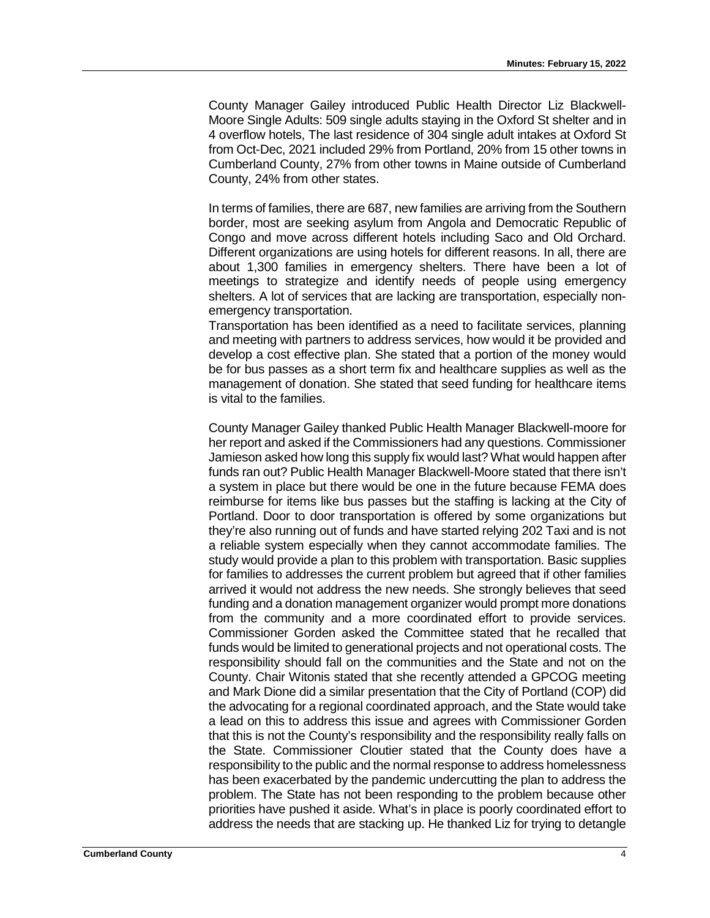County Manager Gailey introduced Public Health Director Liz Blackwell-Moore Single Adults: 509 single adults staying in the Oxford St shelter and in 4 overflow hotels, The last residence of 304 single adult intakes at Oxford St from Oct-Dec, 2021 included 29% from Portland, 20% from 15 other towns in Cumberland County, 27% from other towns in Maine outside of Cumberland County, 24% from other states.

In terms of families, there are 687, new families are arriving from the Southern border, most are seeking asylum from Angola and Democratic Republic of Congo and move across different hotels including Saco and Old Orchard. Different organizations are using hotels for different reasons. In all, there are about 1,300 families in emergency shelters. There have been a lot of meetings to strategize and identify needs of people using emergency shelters. A lot of services that are lacking are transportation, especially non-emergency transportation.
Transportation has been identified as a need to facilitate services, planning and meeting with partners to address services, how would it be provided and develop a cost effective plan. She stated that a portion of the money would be for bus passes as a short term fix and healthcare supplies as well as the management of donation. She stated that seed funding for healthcare items is vital to the families.

County Manager Gailey thanked Public Health Manager Blackwell-moore for her report and asked if the Commissioners had any questions. Commissioner Jamieson asked how long this supply fix would last? What would happen after funds ran out? Public Health Manager Blackwell-Moore stated that there isn't a system in place but there would be one in the future because FEMA does reimburse for items like bus passes but the staffing is lacking at the City of Portland. Door to door transportation is offered by some organizations but they're also running out of funds and have started relying 202 Taxi and is not a reliable system especially when they cannot accommodate families. The study would provide a plan to this problem with transportation. Basic supplies for families to addresses the current problem but agreed that if other families arrived it would not address the new needs. She strongly believes that seed funding and a donation management organizer would prompt more donations from the community and a more coordinated effort to provide services. Commissioner Gorden asked the Committee stated that he recalled that funds would be limited to generational projects and not operational costs. The responsibility should fall on the communities and the State and not on the County. Chair Witonis stated that she recently attended a GPCOG meeting and Mark Dione did a similar presentation that the City of Portland (COP) did the advocating for a regional coordinated approach, and the State would take a lead on this to address this issue and agrees with Commissioner Gorden that this is not the County's responsibility and the responsibility really falls on the State. Commissioner Cloutier stated that the County does have a responsibility to the public and the normal response to address homelessness has been exacerbated by the pandemic undercutting the plan to address the problem. The State has not been responding to the problem because other priorities have pushed it aside. What's in place is poorly coordinated effort to address the needs that are stacking up. He thanked Liz for trying to detangle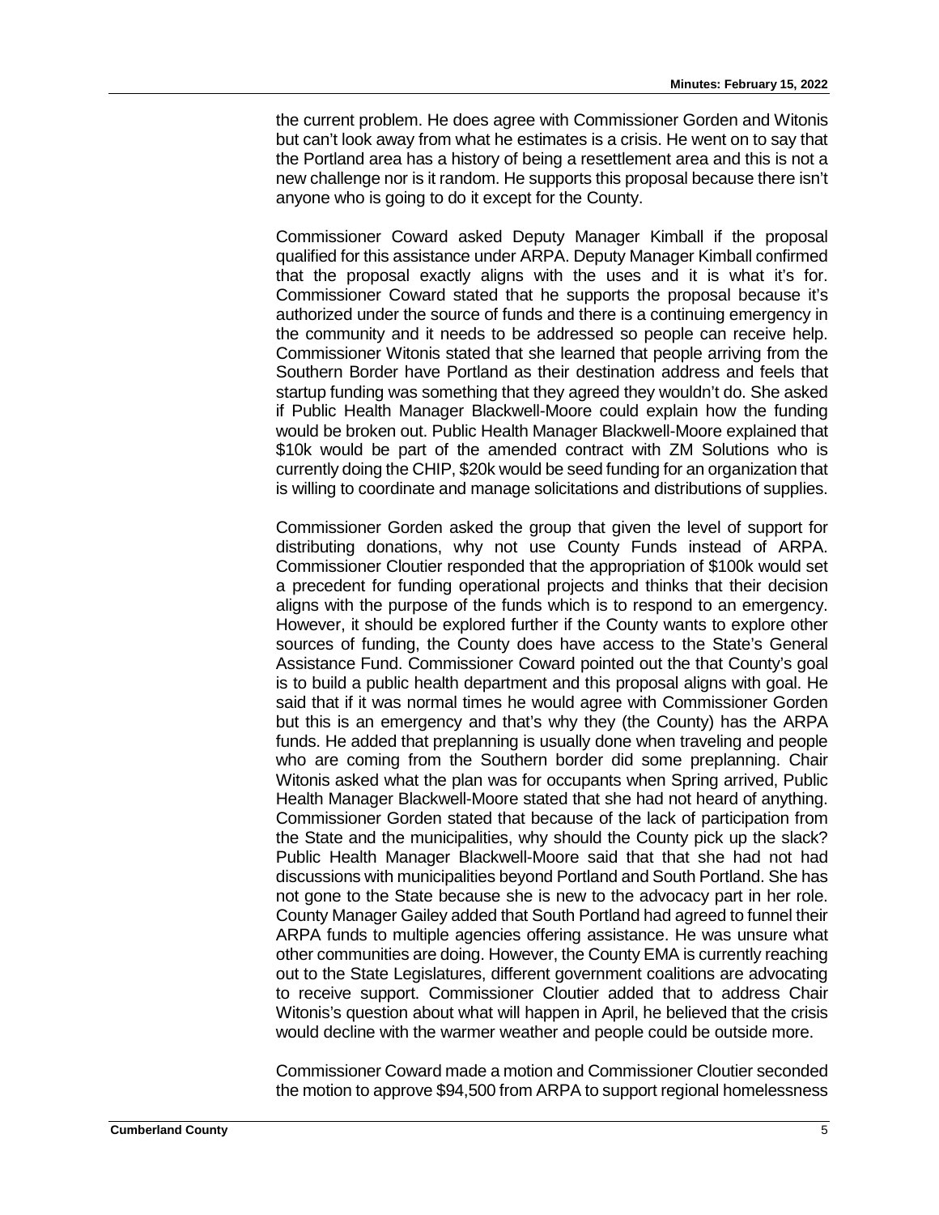the current problem. He does agree with Commissioner Gorden and Witonis but can't look away from what he estimates is a crisis. He went on to say that the Portland area has a history of being a resettlement area and this is not a new challenge nor is it random. He supports this proposal because there isn't anyone who is going to do it except for the County.

Commissioner Coward asked Deputy Manager Kimball if the proposal qualified for this assistance under ARPA. Deputy Manager Kimball confirmed that the proposal exactly aligns with the uses and it is what it's for. Commissioner Coward stated that he supports the proposal because it's authorized under the source of funds and there is a continuing emergency in the community and it needs to be addressed so people can receive help. Commissioner Witonis stated that she learned that people arriving from the Southern Border have Portland as their destination address and feels that startup funding was something that they agreed they wouldn't do. She asked if Public Health Manager Blackwell-Moore could explain how the funding would be broken out. Public Health Manager Blackwell-Moore explained that $10k would be part of the amended contract with ZM Solutions who is currently doing the CHIP, $20k would be seed funding for an organization that is willing to coordinate and manage solicitations and distributions of supplies.

Commissioner Gorden asked the group that given the level of support for distributing donations, why not use County Funds instead of ARPA. Commissioner Cloutier responded that the appropriation of $100k would set a precedent for funding operational projects and thinks that their decision aligns with the purpose of the funds which is to respond to an emergency. However, it should be explored further if the County wants to explore other sources of funding, the County does have access to the State's General Assistance Fund. Commissioner Coward pointed out the that County's goal is to build a public health department and this proposal aligns with goal. He said that if it was normal times he would agree with Commissioner Gorden but this is an emergency and that's why they (the County) has the ARPA funds. He added that preplanning is usually done when traveling and people who are coming from the Southern border did some preplanning. Chair Witonis asked what the plan was for occupants when Spring arrived, Public Health Manager Blackwell-Moore stated that she had not heard of anything. Commissioner Gorden stated that because of the lack of participation from the State and the municipalities, why should the County pick up the slack? Public Health Manager Blackwell-Moore said that that she had not had discussions with municipalities beyond Portland and South Portland. She has not gone to the State because she is new to the advocacy part in her role. County Manager Gailey added that South Portland had agreed to funnel their ARPA funds to multiple agencies offering assistance. He was unsure what other communities are doing. However, the County EMA is currently reaching out to the State Legislatures, different government coalitions are advocating to receive support. Commissioner Cloutier added that to address Chair Witonis's question about what will happen in April, he believed that the crisis would decline with the warmer weather and people could be outside more.

Commissioner Coward made a motion and Commissioner Cloutier seconded the motion to approve $94,500 from ARPA to support regional homelessness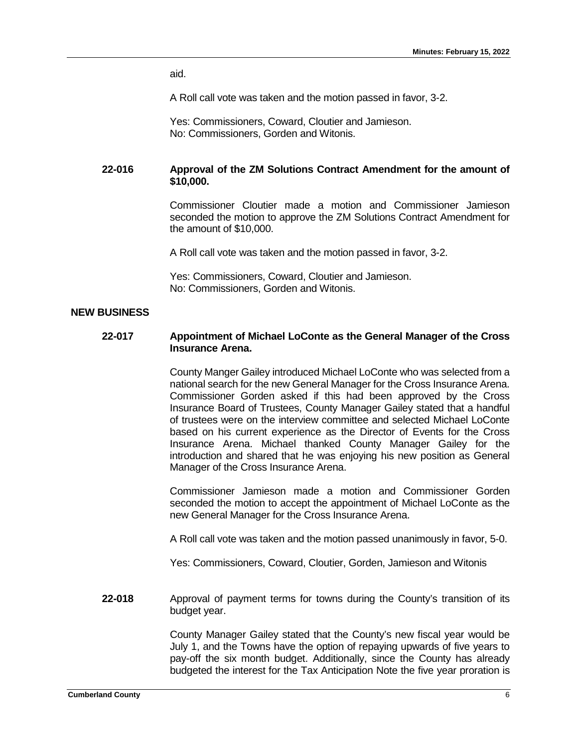aid.

A Roll call vote was taken and the motion passed in favor, 3-2.

Yes: Commissioners, Coward, Cloutier and Jamieson.
No: Commissioners, Gorden and Witonis.

**22-016 Approval of the ZM Solutions Contract Amendment for the amount of \$10,000.**

Commissioner Cloutier made a motion and Commissioner Jamieson seconded the motion to approve the ZM Solutions Contract Amendment for the amount of \$10,000.

A Roll call vote was taken and the motion passed in favor, 3-2.

Yes: Commissioners, Coward, Cloutier and Jamieson.
No: Commissioners, Gorden and Witonis.

## NEW BUSINESS

**22-017 Appointment of Michael LoConte as the General Manager of the Cross Insurance Arena.**

County Manger Gailey introduced Michael LoConte who was selected from a national search for the new General Manager for the Cross Insurance Arena. Commissioner Gorden asked if this had been approved by the Cross Insurance Board of Trustees, County Manager Gailey stated that a handful of trustees were on the interview committee and selected Michael LoConte based on his current experience as the Director of Events for the Cross Insurance Arena. Michael thanked County Manager Gailey for the introduction and shared that he was enjoying his new position as General Manager of the Cross Insurance Arena.

Commissioner Jamieson made a motion and Commissioner Gorden seconded the motion to accept the appointment of Michael LoConte as the new General Manager for the Cross Insurance Arena.

A Roll call vote was taken and the motion passed unanimously in favor, 5-0.

Yes: Commissioners, Coward, Cloutier, Gorden, Jamieson and Witonis

**22-018** Approval of payment terms for towns during the County's transition of its budget year.

County Manager Gailey stated that the County's new fiscal year would be July 1, and the Towns have the option of repaying upwards of five years to pay-off the six month budget. Additionally, since the County has already budgeted the interest for the Tax Anticipation Note the five year proration is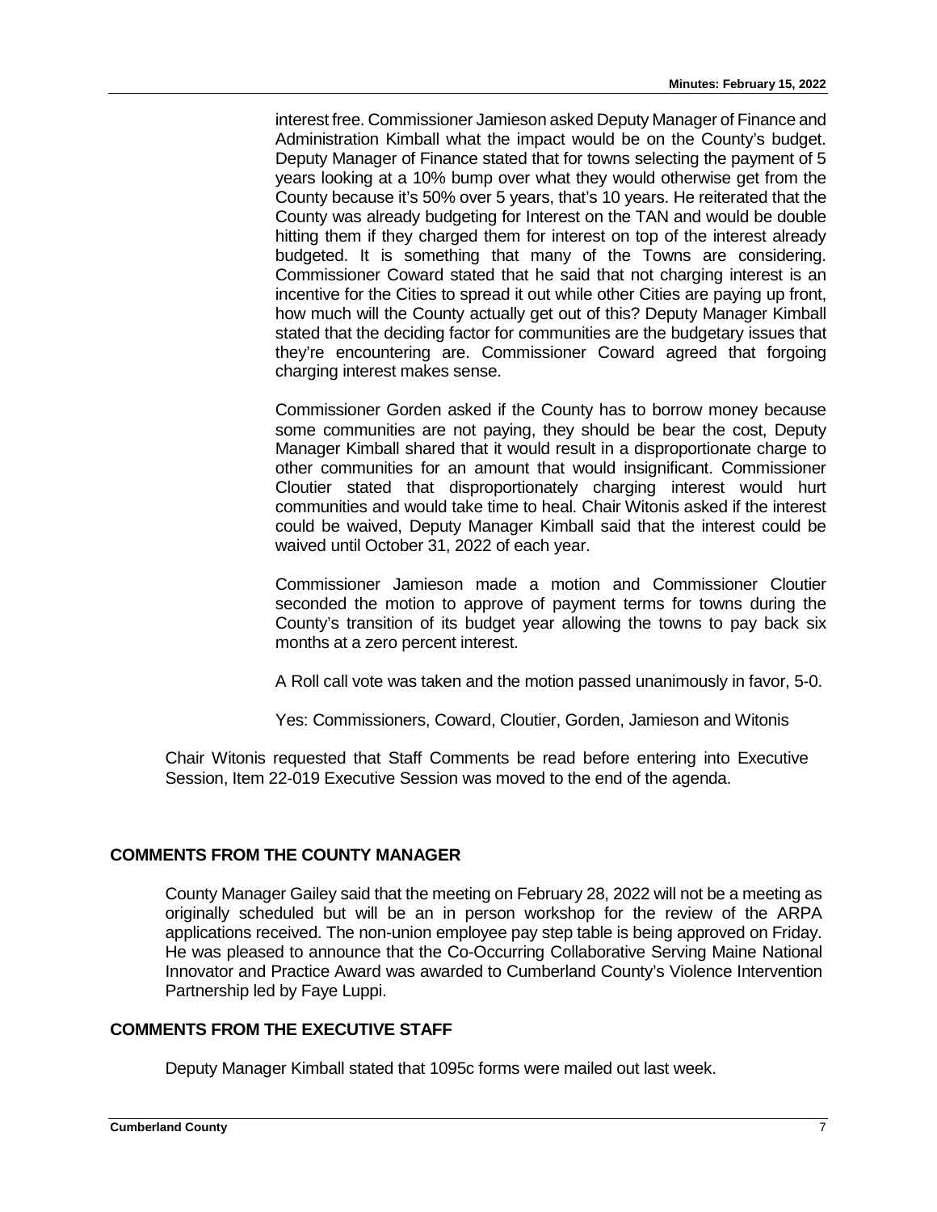interest free. Commissioner Jamieson asked Deputy Manager of Finance and Administration Kimball what the impact would be on the County's budget. Deputy Manager of Finance stated that for towns selecting the payment of 5 years looking at a 10% bump over what they would otherwise get from the County because it's 50% over 5 years, that's 10 years. He reiterated that the County was already budgeting for Interest on the TAN and would be double hitting them if they charged them for interest on top of the interest already budgeted. It is something that many of the Towns are considering. Commissioner Coward stated that he said that not charging interest is an incentive for the Cities to spread it out while other Cities are paying up front, how much will the County actually get out of this? Deputy Manager Kimball stated that the deciding factor for communities are the budgetary issues that they're encountering are. Commissioner Coward agreed that forgoing charging interest makes sense.

Commissioner Gorden asked if the County has to borrow money because some communities are not paying, they should be bear the cost, Deputy Manager Kimball shared that it would result in a disproportionate charge to other communities for an amount that would insignificant. Commissioner Cloutier stated that disproportionately charging interest would hurt communities and would take time to heal. Chair Witonis asked if the interest could be waived, Deputy Manager Kimball said that the interest could be waived until October 31, 2022 of each year.

Commissioner Jamieson made a motion and Commissioner Cloutier seconded the motion to approve of payment terms for towns during the County's transition of its budget year allowing the towns to pay back six months at a zero percent interest.

A Roll call vote was taken and the motion passed unanimously in favor, 5-0.

Yes: Commissioners, Coward, Cloutier, Gorden, Jamieson and Witonis

Chair Witonis requested that Staff Comments be read before entering into Executive Session, Item 22-019 Executive Session was moved to the end of the agenda.

## COMMENTS FROM THE COUNTY MANAGER

County Manager Gailey said that the meeting on February 28, 2022 will not be a meeting as originally scheduled but will be an in person workshop for the review of the ARPA applications received. The non-union employee pay step table is being approved on Friday. He was pleased to announce that the Co-Occurring Collaborative Serving Maine National Innovator and Practice Award was awarded to Cumberland County's Violence Intervention Partnership led by Faye Luppi.

## COMMENTS FROM THE EXECUTIVE STAFF

Deputy Manager Kimball stated that 1095c forms were mailed out last week.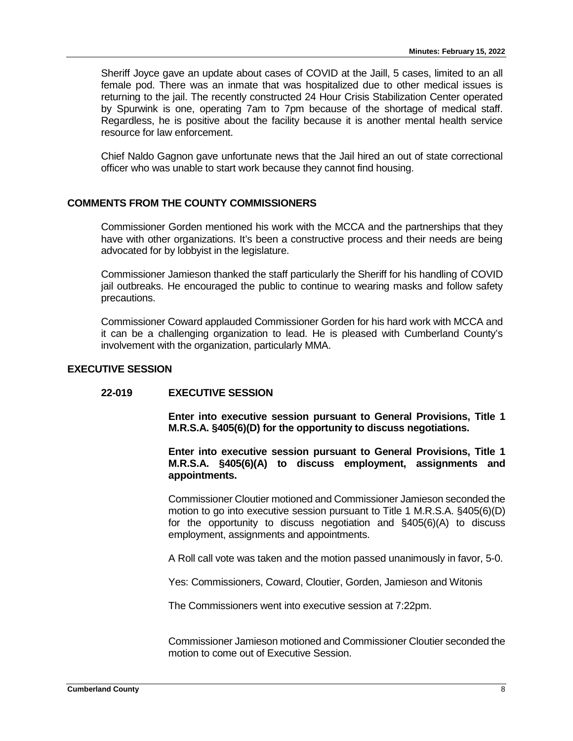Sheriff Joyce gave an update about cases of COVID at the Jaill, 5 cases, limited to an all female pod. There was an inmate that was hospitalized due to other medical issues is returning to the jail. The recently constructed 24 Hour Crisis Stabilization Center operated by Spurwink is one, operating 7am to 7pm because of the shortage of medical staff. Regardless, he is positive about the facility because it is another mental health service resource for law enforcement.

Chief Naldo Gagnon gave unfortunate news that the Jail hired an out of state correctional officer who was unable to start work because they cannot find housing.

## COMMENTS FROM THE COUNTY COMMISSIONERS

Commissioner Gorden mentioned his work with the MCCA and the partnerships that they have with other organizations. It's been a constructive process and their needs are being advocated for by lobbyist in the legislature.

Commissioner Jamieson thanked the staff particularly the Sheriff for his handling of COVID jail outbreaks. He encouraged the public to continue to wearing masks and follow safety precautions.

Commissioner Coward applauded Commissioner Gorden for his hard work with MCCA and it can be a challenging organization to lead. He is pleased with Cumberland County's involvement with the organization, particularly MMA.

## EXECUTIVE SESSION

### 22-019 EXECUTIVE SESSION

**Enter into executive session pursuant to General Provisions, Title 1 M.R.S.A. §405(6)(D) for the opportunity to discuss negotiations.**

**Enter into executive session pursuant to General Provisions, Title 1 M.R.S.A. §405(6)(A) to discuss employment, assignments and appointments.**

Commissioner Cloutier motioned and Commissioner Jamieson seconded the motion to go into executive session pursuant to Title 1 M.R.S.A. §405(6)(D) for the opportunity to discuss negotiation and §405(6)(A) to discuss employment, assignments and appointments.

A Roll call vote was taken and the motion passed unanimously in favor, 5-0.

Yes: Commissioners, Coward, Cloutier, Gorden, Jamieson and Witonis

The Commissioners went into executive session at 7:22pm.

Commissioner Jamieson motioned and Commissioner Cloutier seconded the motion to come out of Executive Session.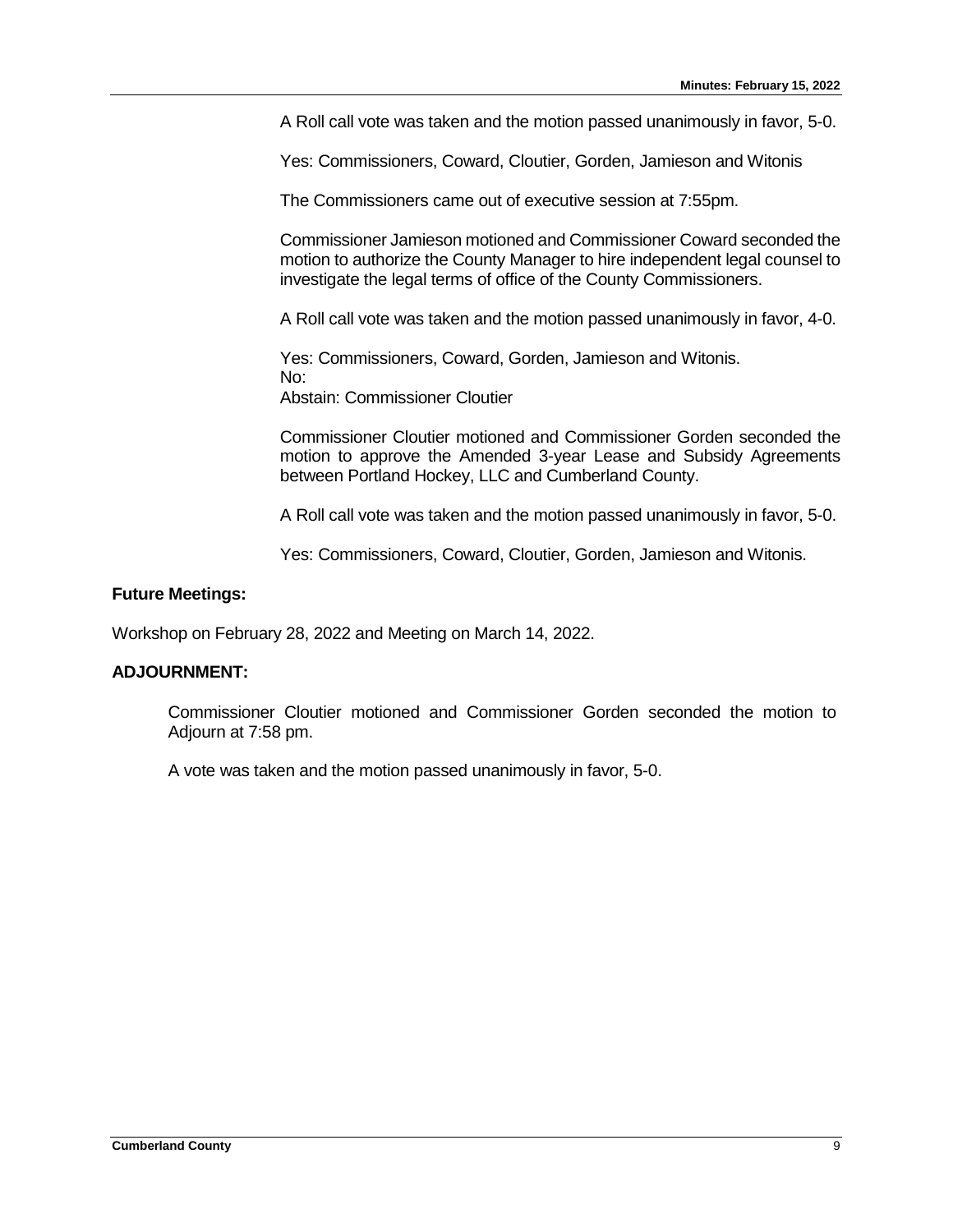A Roll call vote was taken and the motion passed unanimously in favor, 5-0.

Yes: Commissioners, Coward, Cloutier, Gorden, Jamieson and Witonis

The Commissioners came out of executive session at 7:55pm.

Commissioner Jamieson motioned and Commissioner Coward seconded the motion to authorize the County Manager to hire independent legal counsel to investigate the legal terms of office of the County Commissioners.

A Roll call vote was taken and the motion passed unanimously in favor, 4-0.

Yes: Commissioners, Coward, Gorden, Jamieson and Witonis.
No:
Abstain: Commissioner Cloutier

Commissioner Cloutier motioned and Commissioner Gorden seconded the motion to approve the Amended 3-year Lease and Subsidy Agreements between Portland Hockey, LLC and Cumberland County.

A Roll call vote was taken and the motion passed unanimously in favor, 5-0.

Yes: Commissioners, Coward, Cloutier, Gorden, Jamieson and Witonis.

**Future Meetings:**

Workshop on February 28, 2022 and Meeting on March 14, 2022.

**ADJOURNMENT:**

Commissioner Cloutier motioned and Commissioner Gorden seconded the motion to Adjourn at 7:58 pm.

A vote was taken and the motion passed unanimously in favor, 5-0.